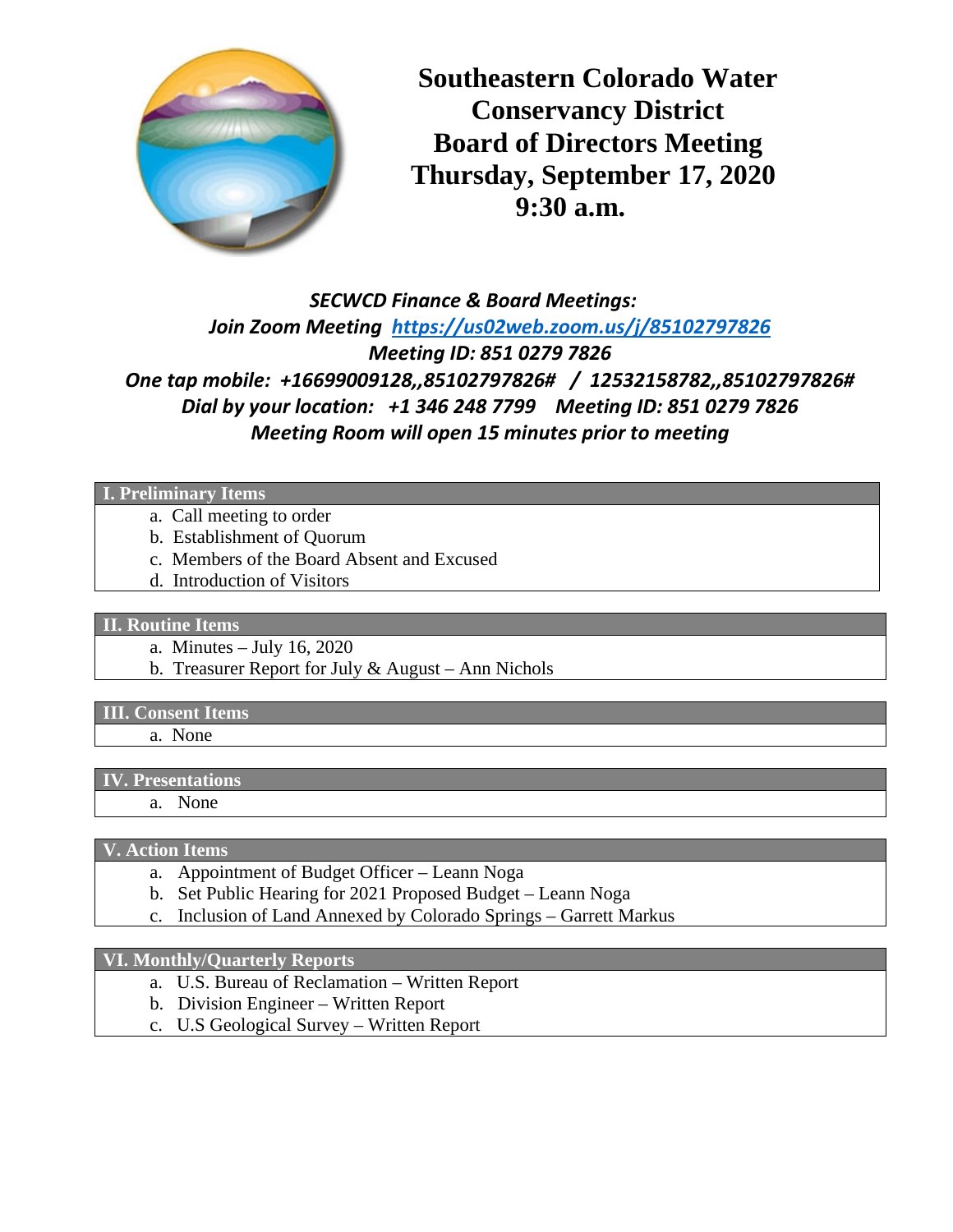# Southeastern Colorado Water Conservancy District Board of Directors Meeting Thursday, September 17, 2020 9:30 a.m.

***SECWCD Finance & Board Meetings:***

***Join Zoom Meeting [https://us02web.zoom.us/j/85102797826](https://us02web.zoom.us/j/85102797826)***

***Meeting ID: 851 0279 7826***

***One tap mobile: +16699009128,,85102797826# / 12532158782,,85102797826#***

***Dial by your location: +1 346 248 7799 Meeting ID: 851 0279 7826***

***Meeting Room will open 15 minutes prior to meeting***

## I. Preliminary Items

a. Call meeting to order
b. Establishment of Quorum
c. Members of the Board Absent and Excused
d. Introduction of Visitors

## II. Routine Items

a. Minutes – July 16, 2020
b. Treasurer Report for July & August – Ann Nichols

## III. Consent Items

a. None

## IV. Presentations

a. None

## V. Action Items

a. Appointment of Budget Officer – Leann Noga
b. Set Public Hearing for 2021 Proposed Budget – Leann Noga
c. Inclusion of Land Annexed by Colorado Springs – Garrett Markus

## VI. Monthly/Quarterly Reports

a. U.S. Bureau of Reclamation – Written Report
b. Division Engineer – Written Report
c. U.S Geological Survey – Written Report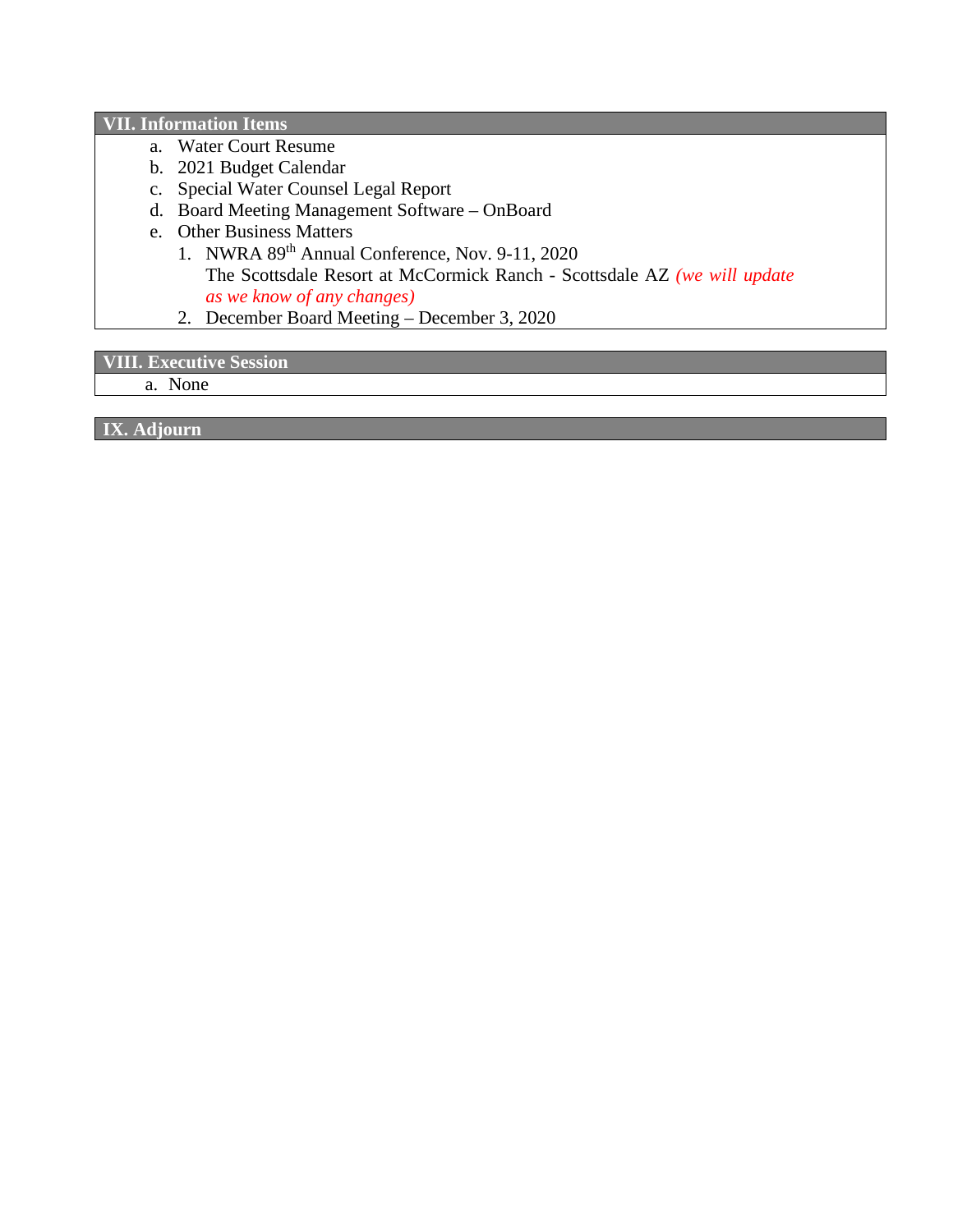## VII. Information Items

a. Water Court Resume
b. 2021 Budget Calendar
c. Special Water Counsel Legal Report
d. Board Meeting Management Software – OnBoard
e. Other Business Matters
   1. NWRA 89th Annual Conference, Nov. 9-11, 2020
      The Scottsdale Resort at McCormick Ranch - Scottsdale AZ *(we will update as we know of any changes)*
   2. December Board Meeting – December 3, 2020

## VIII. Executive Session

a. None

## IX. Adjourn